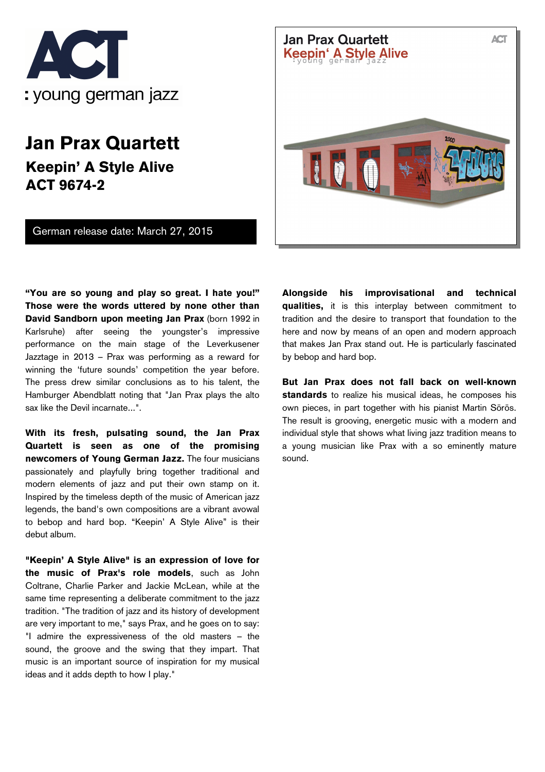ACT

: young german jazz

# Jan Prax Quartett

## Keepin' A Style Alive
## ACT 9674-2

German release date: March 27, 2015

**"You are so young and play so great. I hate you!" Those were the words uttered by none other than David Sandborn upon meeting Jan Prax** (born 1992 in Karlsruhe) after seeing the youngster's impressive performance on the main stage of the Leverkusener Jazztage in 2013 – Prax was performing as a reward for winning the 'future sounds' competition the year before. The press drew similar conclusions as to his talent, the Hamburger Abendblatt noting that "Jan Prax plays the alto sax like the Devil incarnate...".

**With its fresh, pulsating sound, the Jan Prax Quartett is seen as one of the promising newcomers of Young German Jazz.** The four musicians passionately and playfully bring together traditional and modern elements of jazz and put their own stamp on it. Inspired by the timeless depth of the music of American jazz legends, the band's own compositions are a vibrant avowal to bebop and hard bop. "Keepin' A Style Alive" is their debut album.

**"Keepin' A Style Alive" is an expression of love for the music of Prax's role models**, such as John Coltrane, Charlie Parker and Jackie McLean, while at the same time representing a deliberate commitment to the jazz tradition. "The tradition of jazz and its history of development are very important to me," says Prax, and he goes on to say: "I admire the expressiveness of the old masters – the sound, the groove and the swing that they impart. That music is an important source of inspiration for my musical ideas and it adds depth to how I play."

**Alongside his improvisational and technical qualities,** it is this interplay between commitment to tradition and the desire to transport that foundation to the here and now by means of an open and modern approach that makes Jan Prax stand out. He is particularly fascinated by bebop and hard bop.

**But Jan Prax does not fall back on well-known standards** to realize his musical ideas, he composes his own pieces, in part together with his pianist Martin Sörös. The result is grooving, energetic music with a modern and individual style that shows what living jazz tradition means to a young musician like Prax with a so eminently mature sound.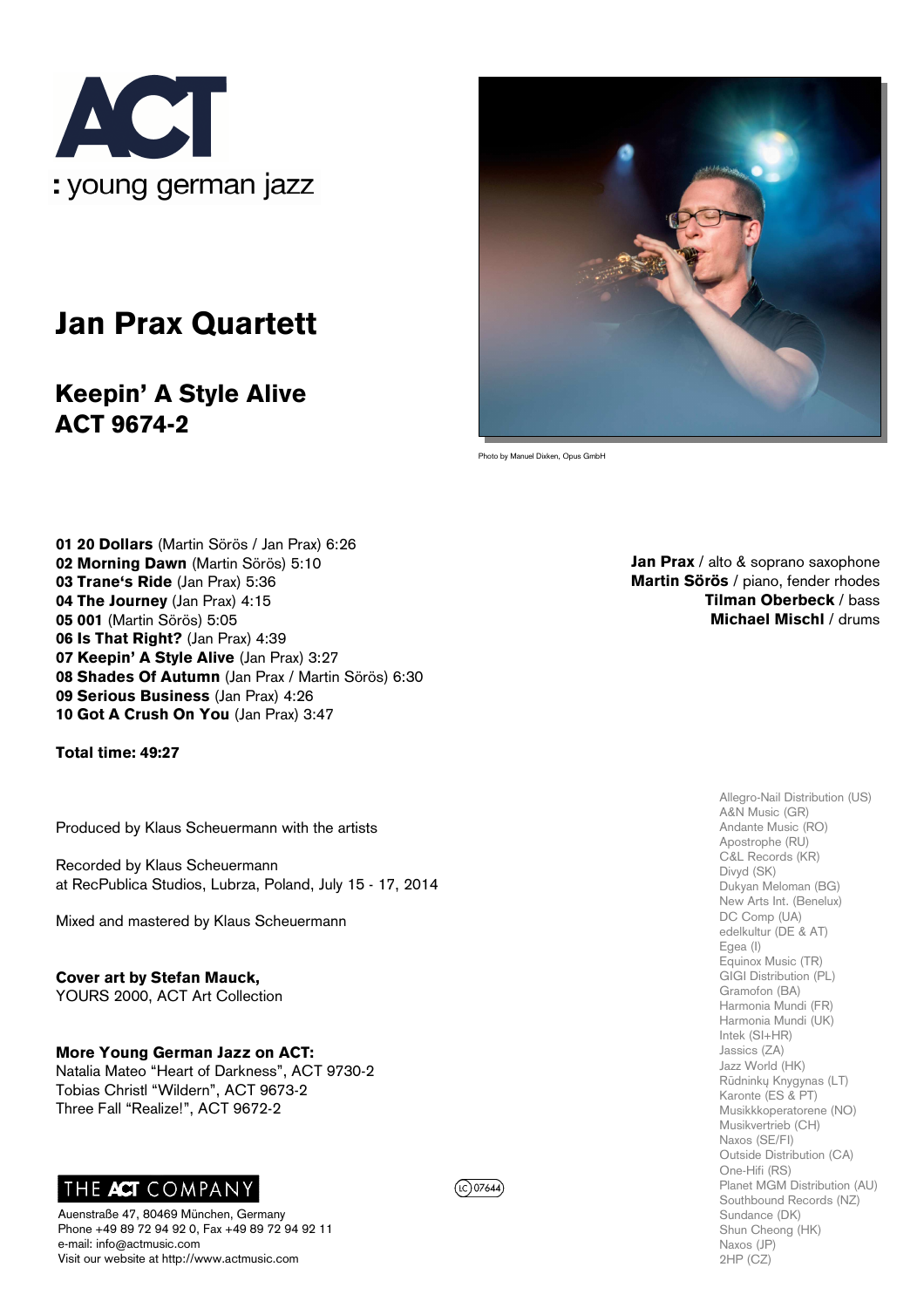ACT

: young german jazz

# Jan Prax Quartett

## Keepin' A Style Alive
## ACT 9674-2

Photo by Manuel Dixken, Opus GmbH

**01 20 Dollars** (Martin Sörös / Jan Prax) 6:26
**02 Morning Dawn** (Martin Sörös) 5:10
**03 Trane's Ride** (Jan Prax) 5:36
**04 The Journey** (Jan Prax) 4:15
**05 001** (Martin Sörös) 5:05
**06 Is That Right?** (Jan Prax) 4:39
**07 Keepin' A Style Alive** (Jan Prax) 3:27
**08 Shades Of Autumn** (Jan Prax / Martin Sörös) 6:30
**09 Serious Business** (Jan Prax) 4:26
**10 Got A Crush On You** (Jan Prax) 3:47

**Total time: 49:27**

**Jan Prax** / alto & soprano saxophone
**Martin Sörös** / piano, fender rhodes
**Tilman Oberbeck** / bass
**Michael Mischl** / drums

Produced by Klaus Scheuermann with the artists

Recorded by Klaus Scheuermann
at RecPublica Studios, Lubrza, Poland, July 15 - 17, 2014

Mixed and mastered by Klaus Scheuermann

**Cover art by Stefan Mauck,**
YOURS 2000, ACT Art Collection

**More Young German Jazz on ACT:**
Natalia Mateo "Heart of Darkness", ACT 9730-2
Tobias Christl "Wildern", ACT 9673-2
Three Fall "Realize!", ACT 9672-2

Allegro-Nail Distribution (US)
A&N Music (GR)
Andante Music (RO)
Apostrophe (RU)
C&L Records (KR)
Divyd (SK)
Dukyan Meloman (BG)
New Arts Int. (Benelux)
DC Comp (UA)
edelkultur (DE & AT)
Egea (I)
Equinox Music (TR)
GIGI Distribution (PL)
Gramofon (BA)
Harmonia Mundi (FR)
Harmonia Mundi (UK)
Intek (SI+HR)
Jassics (ZA)
Jazz World (HK)
Rūdninkų Knygynas (LT)
Karonte (ES & PT)
Musikkkoperatorene (NO)
Musikvertrieb (CH)
Naxos (SE/FI)
Outside Distribution (CA)
One-Hifi (RS)
Planet MGM Distribution (AU)
Southbound Records (NZ)
Sundance (DK)
Shun Cheong (HK)
Naxos (JP)
2HP (CZ)

THE ACT COMPANY

Auenstraße 47, 80469 München, Germany
Phone +49 89 72 94 92 0, Fax +49 89 72 94 92 11
e-mail: info@actmusic.com
Visit our website at http://www.actmusic.com

LC 07644